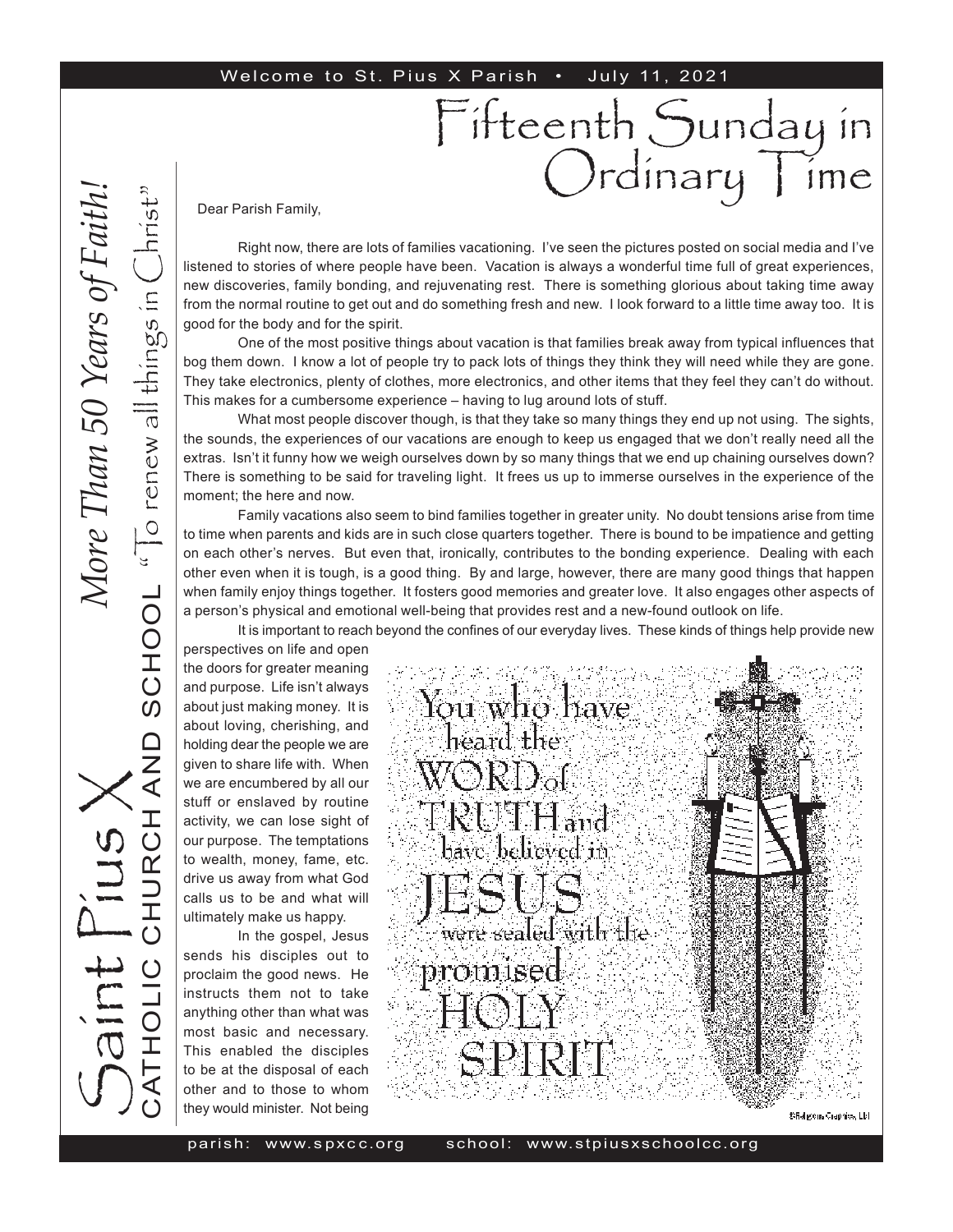Welcome to St. Pius X Parish • July 11, 2021

# Fifteenth Sunday in Ordinary Time

*More Than 50 Years of Faith!*

Saint Pius X
CATHOLIC CHURCH AND SCHOOL "To renew all things in Christ"

Dear Parish Family,

Right now, there are lots of families vacationing. I've seen the pictures posted on social media and I've listened to stories of where people have been. Vacation is always a wonderful time full of great experiences, new discoveries, family bonding, and rejuvenating rest. There is something glorious about taking time away from the normal routine to get out and do something fresh and new. I look forward to a little time away too. It is good for the body and for the spirit.

One of the most positive things about vacation is that families break away from typical influences that bog them down. I know a lot of people try to pack lots of things they think they will need while they are gone. They take electronics, plenty of clothes, more electronics, and other items that they feel they can't do without. This makes for a cumbersome experience – having to lug around lots of stuff.

What most people discover though, is that they take so many things they end up not using. The sights, the sounds, the experiences of our vacations are enough to keep us engaged that we don't really need all the extras. Isn't it funny how we weigh ourselves down by so many things that we end up chaining ourselves down? There is something to be said for traveling light. It frees us up to immerse ourselves in the experience of the moment; the here and now.

Family vacations also seem to bind families together in greater unity. No doubt tensions arise from time to time when parents and kids are in such close quarters together. There is bound to be impatience and getting on each other's nerves. But even that, ironically, contributes to the bonding experience. Dealing with each other even when it is tough, is a good thing. By and large, however, there are many good things that happen when family enjoy things together. It fosters good memories and greater love. It also engages other aspects of a person's physical and emotional well-being that provides rest and a new-found outlook on life.

It is important to reach beyond the confines of our everyday lives. These kinds of things help provide new perspectives on life and open the doors for greater meaning and purpose. Life isn't always about just making money. It is about loving, cherishing, and holding dear the people we are given to share life with. When we are encumbered by all our stuff or enslaved by routine activity, we can lose sight of our purpose. The temptations to wealth, money, fame, etc. drive us away from what God calls us to be and what will ultimately make us happy.

In the gospel, Jesus sends his disciples out to proclaim the good news. He instructs them not to take anything other than what was most basic and necessary. This enabled the disciples to be at the disposal of each other and to those to whom they would minister. Not being

You who have heard the WORD of TRUTH and have believed in JESUS were sealed with the promised HOLY SPIRIT

©Religious Graphics, Ltd

parish: www.spxcc.org school: www.stpiusxschoolcc.org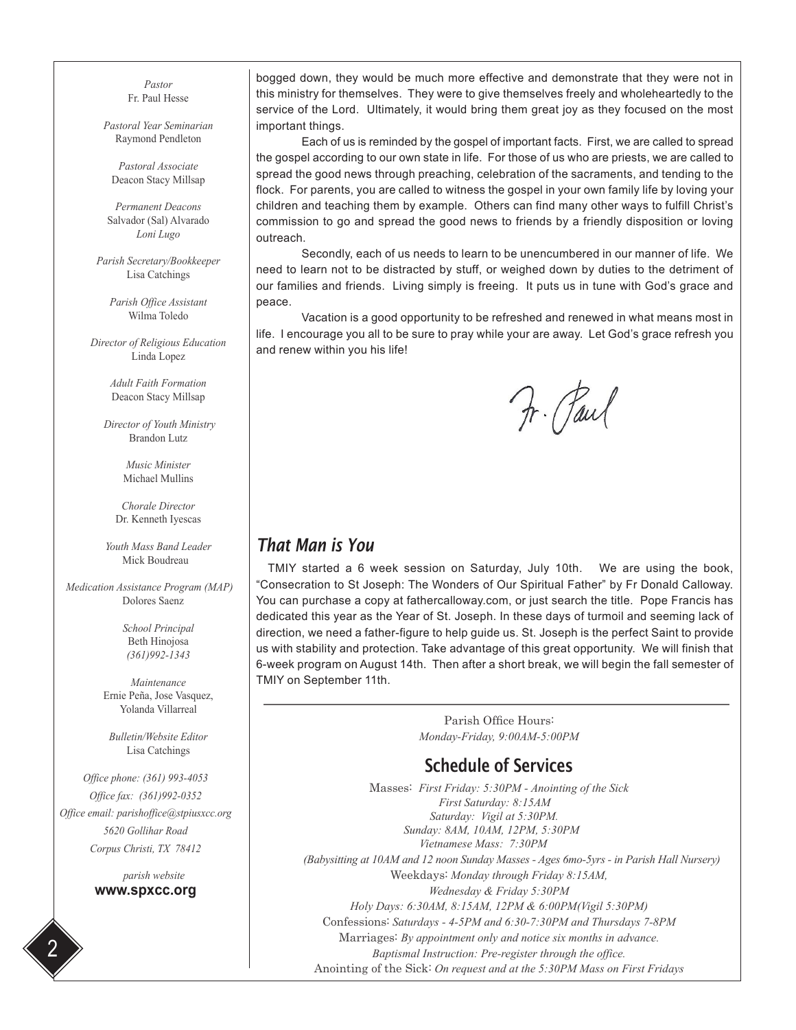*Pastor*
Fr. Paul Hesse

*Pastoral Year Seminarian*
Raymond Pendleton

*Pastoral Associate*
Deacon Stacy Millsap

*Permanent Deacons*
Salvador (Sal) Alvarado
*Loni Lugo*

*Parish Secretary/Bookkeeper*
Lisa Catchings

*Parish Office Assistant*
Wilma Toledo

*Director of Religious Education*
Linda Lopez

*Adult Faith Formation*
Deacon Stacy Millsap

*Director of Youth Ministry*
Brandon Lutz

*Music Minister*
Michael Mullins

*Chorale Director*
Dr. Kenneth Iyescas

*Youth Mass Band Leader*
Mick Boudreau

*Medication Assistance Program (MAP)*
Dolores Saenz

*School Principal*
Beth Hinojosa
*(361)992-1343*

*Maintenance*
Ernie Peña, Jose Vasquez, Yolanda Villarreal

*Bulletin/Website Editor*
Lisa Catchings

*Office phone: (361) 993-4053*
*Office fax: (361)992-0352*
*Office email: parishoffice@stpiusxcc.org*
*5620 Gollihar Road*
*Corpus Christi, TX 78412*

*parish website*
**www.spxcc.org**

bogged down, they would be much more effective and demonstrate that they were not in this ministry for themselves. They were to give themselves freely and wholeheartedly to the service of the Lord. Ultimately, it would bring them great joy as they focused on the most important things.

Each of us is reminded by the gospel of important facts. First, we are called to spread the gospel according to our own state in life. For those of us who are priests, we are called to spread the good news through preaching, celebration of the sacraments, and tending to the flock. For parents, you are called to witness the gospel in your own family life by loving your children and teaching them by example. Others can find many other ways to fulfill Christ's commission to go and spread the good news to friends by a friendly disposition or loving outreach.

Secondly, each of us needs to learn to be unencumbered in our manner of life. We need to learn not to be distracted by stuff, or weighed down by duties to the detriment of our families and friends. Living simply is freeing. It puts us in tune with God's grace and peace.

Vacation is a good opportunity to be refreshed and renewed in what means most in life. I encourage you all to be sure to pray while your are away. Let God's grace refresh you and renew within you his life!

Fr. Paul

## That Man is You

TMIY started a 6 week session on Saturday, July 10th. We are using the book, "Consecration to St Joseph: The Wonders of Our Spiritual Father" by Fr Donald Calloway. You can purchase a copy at fathercalloway.com, or just search the title. Pope Francis has dedicated this year as the Year of St. Joseph. In these days of turmoil and seeming lack of direction, we need a father-figure to help guide us. St. Joseph is the perfect Saint to provide us with stability and protection. Take advantage of this great opportunity. We will finish that 6-week program on August 14th. Then after a short break, we will begin the fall semester of TMIY on September 11th.

---

Parish Office Hours:
*Monday-Friday, 9:00AM-5:00PM*

## Schedule of Services

Masses: *First Friday: 5:30PM - Anointing of the Sick*
*First Saturday: 8:15AM*
*Saturday: Vigil at 5:30PM.*
*Sunday: 8AM, 10AM, 12PM, 5:30PM*
*Vietnamese Mass: 7:30PM*
*(Babysitting at 10AM and 12 noon Sunday Masses - Ages 6mo-5yrs - in Parish Hall Nursery)*
Weekdays: *Monday through Friday 8:15AM,*
*Wednesday & Friday 5:30PM*
*Holy Days: 6:30AM, 8:15AM, 12PM & 6:00PM(Vigil 5:30PM)*
Confessions: *Saturdays - 4-5PM and 6:30-7:30PM and Thursdays 7-8PM*
Marriages: *By appointment only and notice six months in advance.*
*Baptismal Instruction: Pre-register through the office.*
Anointing of the Sick: *On request and at the 5:30PM Mass on First Fridays*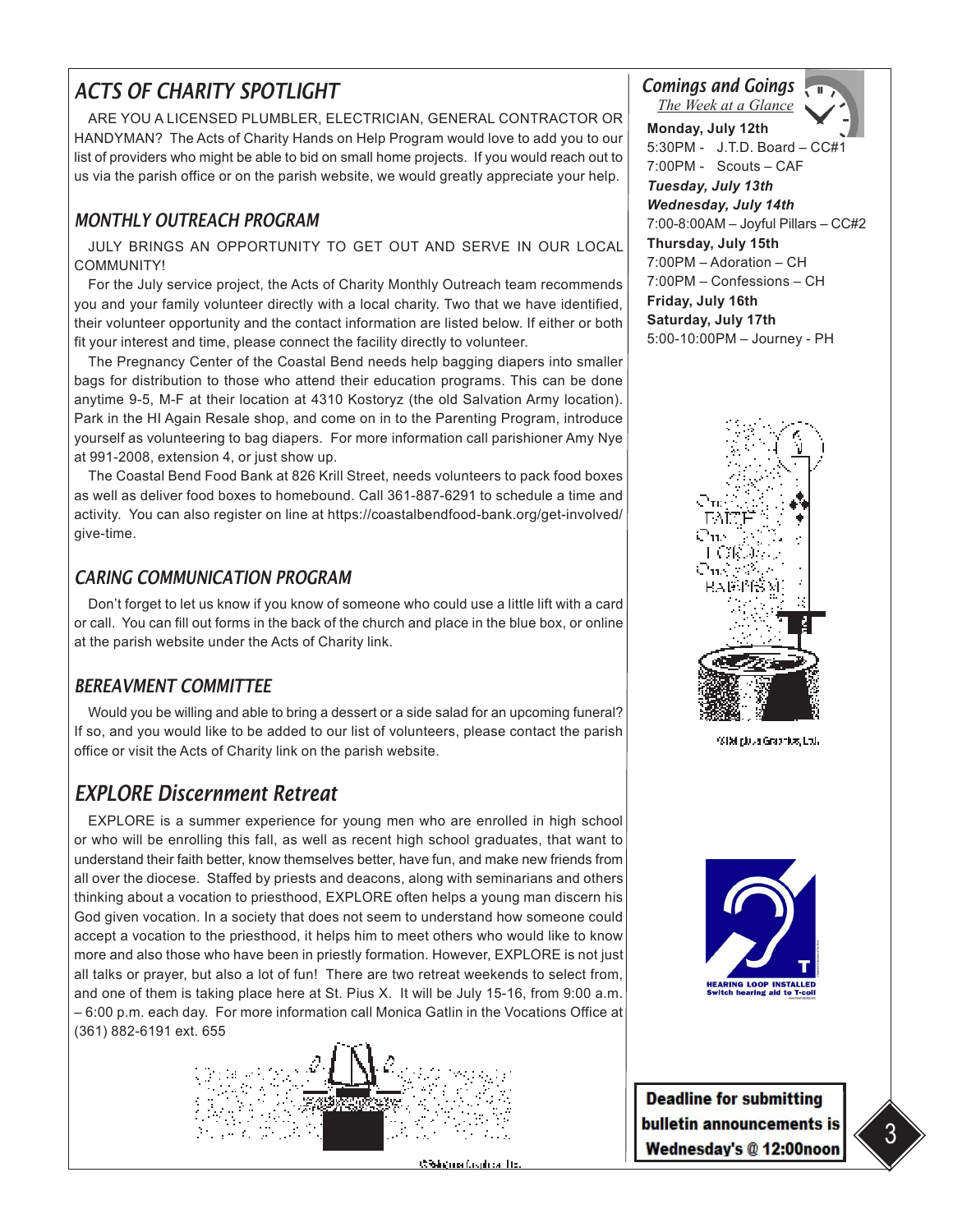## ACTS OF CHARITY SPOTLIGHT

ARE YOU A LICENSED PLUMBLER, ELECTRICIAN, GENERAL CONTRACTOR OR HANDYMAN? The Acts of Charity Hands on Help Program would love to add you to our list of providers who might be able to bid on small home projects. If you would reach out to us via the parish office or on the parish website, we would greatly appreciate your help.

## MONTHLY OUTREACH PROGRAM

JULY BRINGS AN OPPORTUNITY TO GET OUT AND SERVE IN OUR LOCAL COMMUNITY!

For the July service project, the Acts of Charity Monthly Outreach team recommends you and your family volunteer directly with a local charity. Two that we have identified, their volunteer opportunity and the contact information are listed below. If either or both fit your interest and time, please connect the facility directly to volunteer.

The Pregnancy Center of the Coastal Bend needs help bagging diapers into smaller bags for distribution to those who attend their education programs. This can be done anytime 9-5, M-F at their location at 4310 Kostoryz (the old Salvation Army location). Park in the HI Again Resale shop, and come on in to the Parenting Program, introduce yourself as volunteering to bag diapers. For more information call parishioner Amy Nye at 991-2008, extension 4, or just show up.

The Coastal Bend Food Bank at 826 Krill Street, needs volunteers to pack food boxes as well as deliver food boxes to homebound. Call 361-887-6291 to schedule a time and activity. You can also register on line at https://coastalbendfood-bank.org/get-involved/give-time.

## CARING COMMUNICATION PROGRAM

Don't forget to let us know if you know of someone who could use a little lift with a card or call. You can fill out forms in the back of the church and place in the blue box, or online at the parish website under the Acts of Charity link.

## BEREAVMENT COMMITTEE

Would you be willing and able to bring a dessert or a side salad for an upcoming funeral? If so, and you would like to be added to our list of volunteers, please contact the parish office or visit the Acts of Charity link on the parish website.

## EXPLORE Discernment Retreat

EXPLORE is a summer experience for young men who are enrolled in high school or who will be enrolling this fall, as well as recent high school graduates, that want to understand their faith better, know themselves better, have fun, and make new friends from all over the diocese. Staffed by priests and deacons, along with seminarians and others thinking about a vocation to priesthood, EXPLORE often helps a young man discern his God given vocation. In a society that does not seem to understand how someone could accept a vocation to the priesthood, it helps him to meet others who would like to know more and also those who have been in priestly formation. However, EXPLORE is not just all talks or prayer, but also a lot of fun! There are two retreat weekends to select from, and one of them is taking place here at St. Pius X. It will be July 15-16, from 9:00 a.m. – 6:00 p.m. each day. For more information call Monica Gatlin in the Vocations Office at (361) 882-6191 ext. 655

## Comings and Goings

*The Week at a Glance*

**Monday, July 12th**
5:30PM - J.T.D. Board – CC#1
7:00PM - Scouts – CAF

***Tuesday, July 13th***

***Wednesday, July 14th***
7:00-8:00AM – Joyful Pillars – CC#2

**Thursday, July 15th**
7:00PM – Adoration – CH
7:00PM – Confessions – CH

**Friday, July 16th**

**Saturday, July 17th**
5:00-10:00PM – Journey - PH

HEARING LOOP INSTALLED
Switch hearing aid to T-coil

**Deadline for submitting bulletin announcements is Wednesday's @ 12:00noon**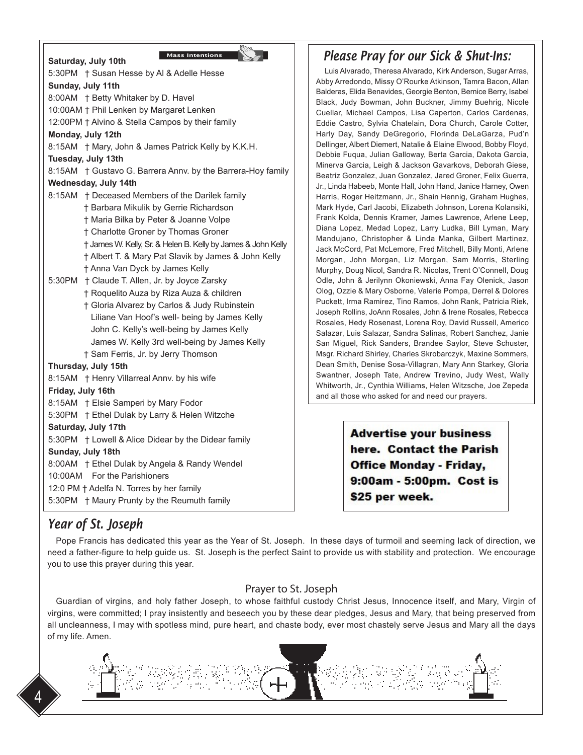## Mass Intentions

**Saturday, July 10th**

5:30PM † Susan Hesse by Al & Adelle Hesse

**Sunday, July 11th**

8:00AM † Betty Whitaker by D. Havel

10:00AM † Phil Lenken by Margaret Lenken

12:00PM † Alvino & Stella Campos by their family

**Monday, July 12th**

8:15AM † Mary, John & James Patrick Kelly by K.K.H.

**Tuesday, July 13th**

8:15AM † Gustavo G. Barrera Annv. by the Barrera-Hoy family

**Wednesday, July 14th**

8:15AM † Deceased Members of the Darilek family
† Barbara Mikulik by Gerrie Richardson
† Maria Bilka by Peter & Joanne Volpe
† Charlotte Groner by Thomas Groner
† James W. Kelly, Sr. & Helen B. Kelly by James & John Kelly
† Albert T. & Mary Pat Slavik by James & John Kelly
† Anna Van Dyck by James Kelly

5:30PM † Claude T. Allen, Jr. by Joyce Zarsky
† Roquelito Auza by Riza Auza & children
† Gloria Alvarez by Carlos & Judy Rubinstein
Liliane Van Hoof's well- being by James Kelly
John C. Kelly's well-being by James Kelly
James W. Kelly 3rd well-being by James Kelly
† Sam Ferris, Jr. by Jerry Thomson

**Thursday, July 15th**

8:15AM † Henry Villarreal Annv. by his wife

**Friday, July 16th**

8:15AM † Elsie Samperi by Mary Fodor

5:30PM † Ethel Dulak by Larry & Helen Witzche

**Saturday, July 17th**

5:30PM † Lowell & Alice Didear by the Didear family

**Sunday, July 18th**

8:00AM † Ethel Dulak by Angela & Randy Wendel

10:00AM For the Parishioners

12:0 PM † Adelfa N. Torres by her family

5:30PM † Maury Prunty by the Reumuth family

## *Please Pray for our Sick & Shut-Ins:*

Luis Alvarado, Theresa Alvarado, Kirk Anderson, Sugar Arras, Abby Arredondo, Missy O'Rourke Atkinson, Tamra Bacon, Allan Balderas, Elida Benavides, Georgie Benton, Bernice Berry, Isabel Black, Judy Bowman, John Buckner, Jimmy Buehrig, Nicole Cuellar, Michael Campos, Lisa Caperton, Carlos Cardenas, Eddie Castro, Sylvia Chatelain, Dora Church, Carole Cotter, Harly Day, Sandy DeGregorio, Florinda DeLaGarza, Pud'n Dellinger, Albert Diemert, Natalie & Elaine Elwood, Bobby Floyd, Debbie Fuqua, Julian Galloway, Berta Garcia, Dakota Garcia, Minerva Garcia, Leigh & Jackson Gavarkovs, Deborah Giese, Beatriz Gonzalez, Juan Gonzalez, Jared Groner, Felix Guerra, Jr., Linda Habeeb, Monte Hall, John Hand, Janice Harney, Owen Harris, Roger Heitzmann, Jr., Shain Hennig, Graham Hughes, Mark Hyde, Carl Jacobi, Elizabeth Johnson, Lorena Kolansiki, Frank Kolda, Dennis Kramer, James Lawrence, Arlene Leep, Diana Lopez, Medad Lopez, Larry Ludka, Bill Lyman, Mary Mandujano, Christopher & Linda Manka, Gilbert Martinez, Jack McCord, Pat McLemore, Fred Mitchell, Billy Monti, Arlene Morgan, John Morgan, Liz Morgan, Sam Morris, Sterling Murphy, Doug Nicol, Sandra R. Nicolas, Trent O'Connell, Doug Odle, John & Jerilynn Okoniewski, Anna Fay Olenick, Jason Olog, Ozzie & Mary Osborne, Valerie Pompa, Derrel & Dolores Puckett, Irma Ramirez, Tino Ramos, John Rank, Patricia Riek, Joseph Rollins, JoAnn Rosales, John & Irene Rosales, Rebecca Rosales, Hedy Rosenast, Lorena Roy, David Russell, Americo Salazar, Luis Salazar, Sandra Salinas, Robert Sanchez, Janie San Miguel, Rick Sanders, Brandee Saylor, Steve Schuster, Msgr. Richard Shirley, Charles Skrobarczyk, Maxine Sommers, Dean Smith, Denise Sosa-Villagran, Mary Ann Starkey, Gloria Swantner, Joseph Tate, Andrew Trevino, Judy West, Wally Whitworth, Jr., Cynthia Williams, Helen Witzsche, Joe Zepeda and all those who asked for and need our prayers.

**Advertise your business here. Contact the Parish Office Monday - Friday, 9:00am - 5:00pm. Cost is $25 per week.**

## *Year of St. Joseph*

Pope Francis has dedicated this year as the Year of St. Joseph. In these days of turmoil and seeming lack of direction, we need a father-figure to help guide us. St. Joseph is the perfect Saint to provide us with stability and protection. We encourage you to use this prayer during this year.

### Prayer to St. Joseph

Guardian of virgins, and holy father Joseph, to whose faithful custody Christ Jesus, Innocence itself, and Mary, Virgin of virgins, were committed; I pray insistently and beseech you by these dear pledges, Jesus and Mary, that being preserved from all uncleanness, I may with spotless mind, pure heart, and chaste body, ever most chastely serve Jesus and Mary all the days of my life. Amen.